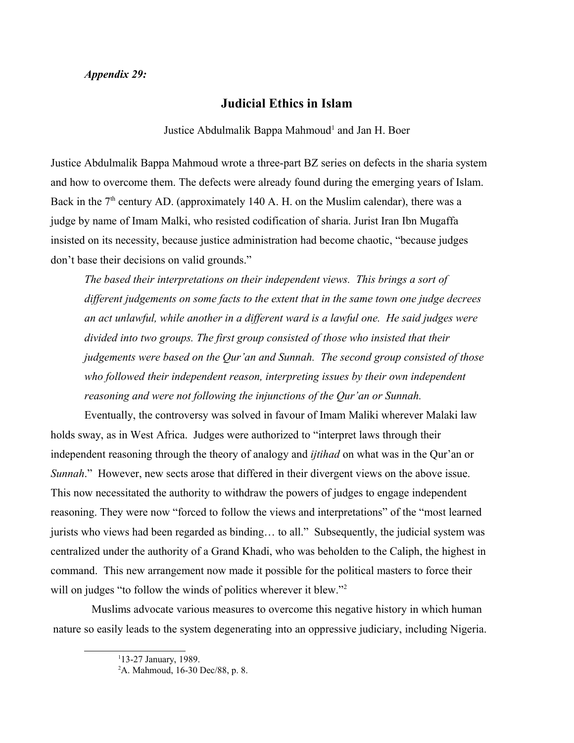*Appendix 29:*

# Judicial Ethics in Islam

Justice Abdulmalik Bappa Mahmoud[1] and Jan H. Boer

Justice Abdulmalik Bappa Mahmoud wrote a three-part BZ series on defects in the sharia system and how to overcome them. The defects were already found during the emerging years of Islam. Back in the 7[th] century AD. (approximately 140 A. H. on the Muslim calendar), there was a judge by name of Imam Malki, who resisted codification of sharia. Jurist Iran Ibn Mugaffa insisted on its necessity, because justice administration had become chaotic, "because judges don't base their decisions on valid grounds."

> *The based their interpretations on their independent views. This brings a sort of different judgements on some facts to the extent that in the same town one judge decrees an act unlawful, while another in a different ward is a lawful one. He said judges were divided into two groups. The first group consisted of those who insisted that their judgements were based on the Qur'an and Sunnah. The second group consisted of those who followed their independent reason, interpreting issues by their own independent reasoning and were not following the injunctions of the Qur'an or Sunnah.*

Eventually, the controversy was solved in favour of Imam Maliki wherever Malaki law holds sway, as in West Africa. Judges were authorized to "interpret laws through their independent reasoning through the theory of analogy and *ijtihad* on what was in the Qur'an or *Sunnah*." However, new sects arose that differed in their divergent views on the above issue. This now necessitated the authority to withdraw the powers of judges to engage independent reasoning. They were now "forced to follow the views and interpretations" of the "most learned jurists who views had been regarded as binding… to all." Subsequently, the judicial system was centralized under the authority of a Grand Khadi, who was beholden to the Caliph, the highest in command. This new arrangement now made it possible for the political masters to force their will on judges "to follow the winds of politics wherever it blew."[2]

Muslims advocate various measures to overcome this negative history in which human nature so easily leads to the system degenerating into an oppressive judiciary, including Nigeria.

---

[1] 13-27 January, 1989.

[2] A. Mahmoud, 16-30 Dec/88, p. 8.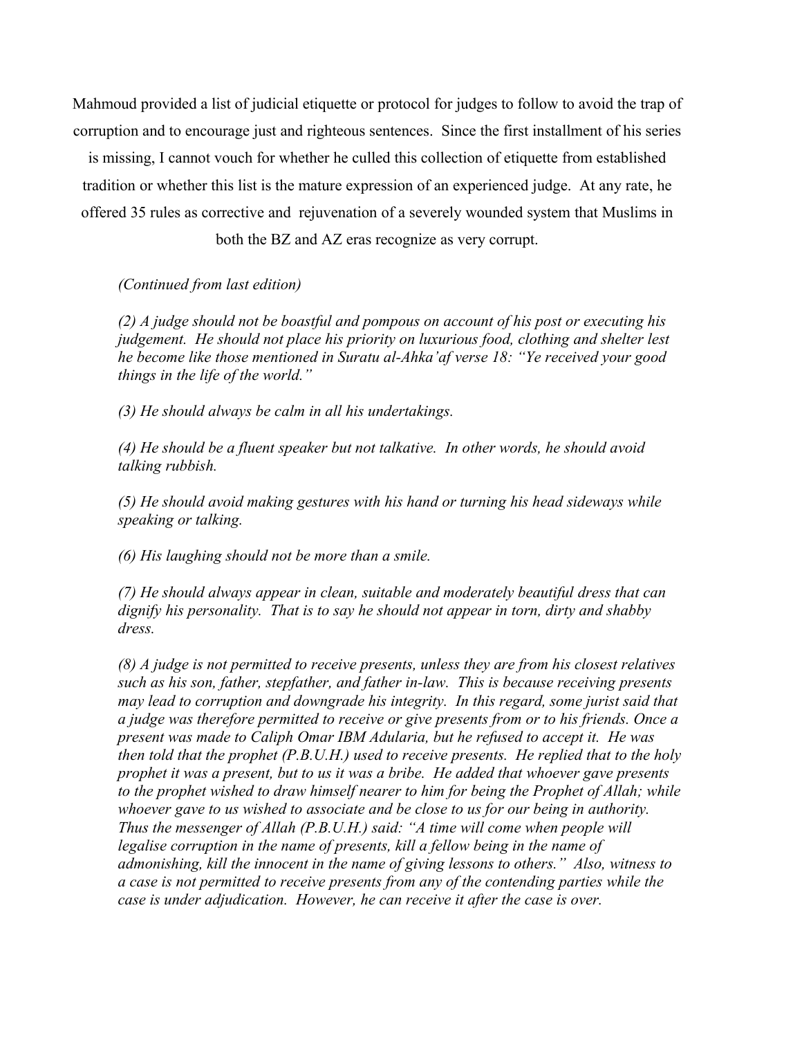Mahmoud provided a list of judicial etiquette or protocol for judges to follow to avoid the trap of corruption and to encourage just and righteous sentences. Since the first installment of his series is missing, I cannot vouch for whether he culled this collection of etiquette from established tradition or whether this list is the mature expression of an experienced judge. At any rate, he offered 35 rules as corrective and rejuvenation of a severely wounded system that Muslims in both the BZ and AZ eras recognize as very corrupt.

*(Continued from last edition)*

*(2) A judge should not be boastful and pompous on account of his post or executing his judgement. He should not place his priority on luxurious food, clothing and shelter lest he become like those mentioned in Suratu al-Ahka'af verse 18: "Ye received your good things in the life of the world."*

*(3) He should always be calm in all his undertakings.*

*(4) He should be a fluent speaker but not talkative. In other words, he should avoid talking rubbish.*

*(5) He should avoid making gestures with his hand or turning his head sideways while speaking or talking.*

*(6) His laughing should not be more than a smile.*

*(7) He should always appear in clean, suitable and moderately beautiful dress that can dignify his personality. That is to say he should not appear in torn, dirty and shabby dress.*

*(8) A judge is not permitted to receive presents, unless they are from his closest relatives such as his son, father, stepfather, and father in-law. This is because receiving presents may lead to corruption and downgrade his integrity. In this regard, some jurist said that a judge was therefore permitted to receive or give presents from or to his friends. Once a present was made to Caliph Omar IBM Adularia, but he refused to accept it. He was then told that the prophet (P.B.U.H.) used to receive presents. He replied that to the holy prophet it was a present, but to us it was a bribe. He added that whoever gave presents to the prophet wished to draw himself nearer to him for being the Prophet of Allah; while whoever gave to us wished to associate and be close to us for our being in authority. Thus the messenger of Allah (P.B.U.H.) said: "A time will come when people will legalise corruption in the name of presents, kill a fellow being in the name of admonishing, kill the innocent in the name of giving lessons to others." Also, witness to a case is not permitted to receive presents from any of the contending parties while the case is under adjudication. However, he can receive it after the case is over.*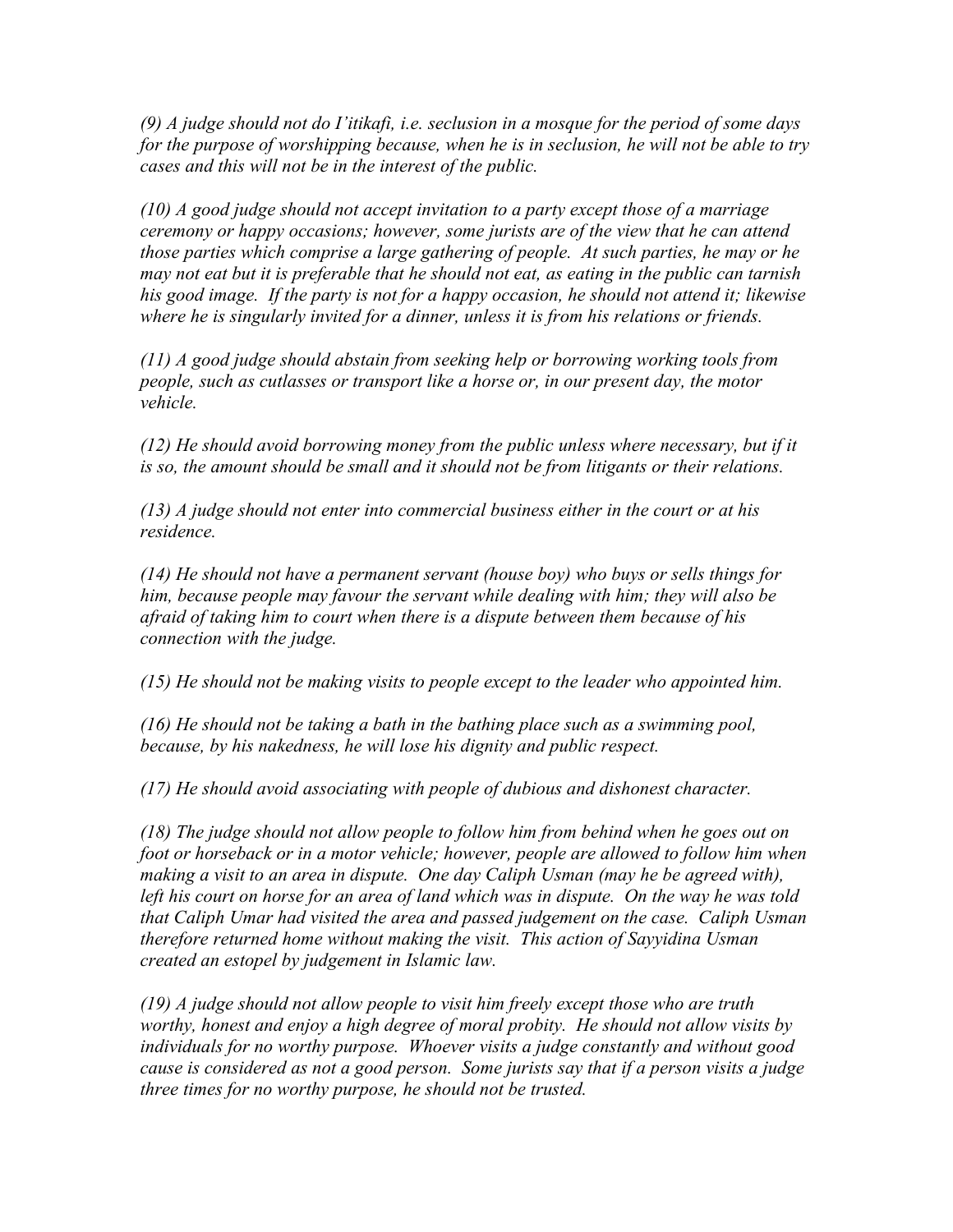*(9) A judge should not do I'itikafi, i.e. seclusion in a mosque for the period of some days for the purpose of worshipping because, when he is in seclusion, he will not be able to try cases and this will not be in the interest of the public.*

*(10) A good judge should not accept invitation to a party except those of a marriage ceremony or happy occasions; however, some jurists are of the view that he can attend those parties which comprise a large gathering of people. At such parties, he may or he may not eat but it is preferable that he should not eat, as eating in the public can tarnish his good image. If the party is not for a happy occasion, he should not attend it; likewise where he is singularly invited for a dinner, unless it is from his relations or friends.*

*(11) A good judge should abstain from seeking help or borrowing working tools from people, such as cutlasses or transport like a horse or, in our present day, the motor vehicle.*

*(12) He should avoid borrowing money from the public unless where necessary, but if it is so, the amount should be small and it should not be from litigants or their relations.*

*(13) A judge should not enter into commercial business either in the court or at his residence.*

*(14) He should not have a permanent servant (house boy) who buys or sells things for him, because people may favour the servant while dealing with him; they will also be afraid of taking him to court when there is a dispute between them because of his connection with the judge.*

*(15) He should not be making visits to people except to the leader who appointed him.*

*(16) He should not be taking a bath in the bathing place such as a swimming pool, because, by his nakedness, he will lose his dignity and public respect.*

*(17) He should avoid associating with people of dubious and dishonest character.*

*(18) The judge should not allow people to follow him from behind when he goes out on foot or horseback or in a motor vehicle; however, people are allowed to follow him when making a visit to an area in dispute. One day Caliph Usman (may he be agreed with), left his court on horse for an area of land which was in dispute. On the way he was told that Caliph Umar had visited the area and passed judgement on the case. Caliph Usman therefore returned home without making the visit. This action of Sayyidina Usman created an estopel by judgement in Islamic law.*

*(19) A judge should not allow people to visit him freely except those who are truth worthy, honest and enjoy a high degree of moral probity. He should not allow visits by individuals for no worthy purpose. Whoever visits a judge constantly and without good cause is considered as not a good person. Some jurists say that if a person visits a judge three times for no worthy purpose, he should not be trusted.*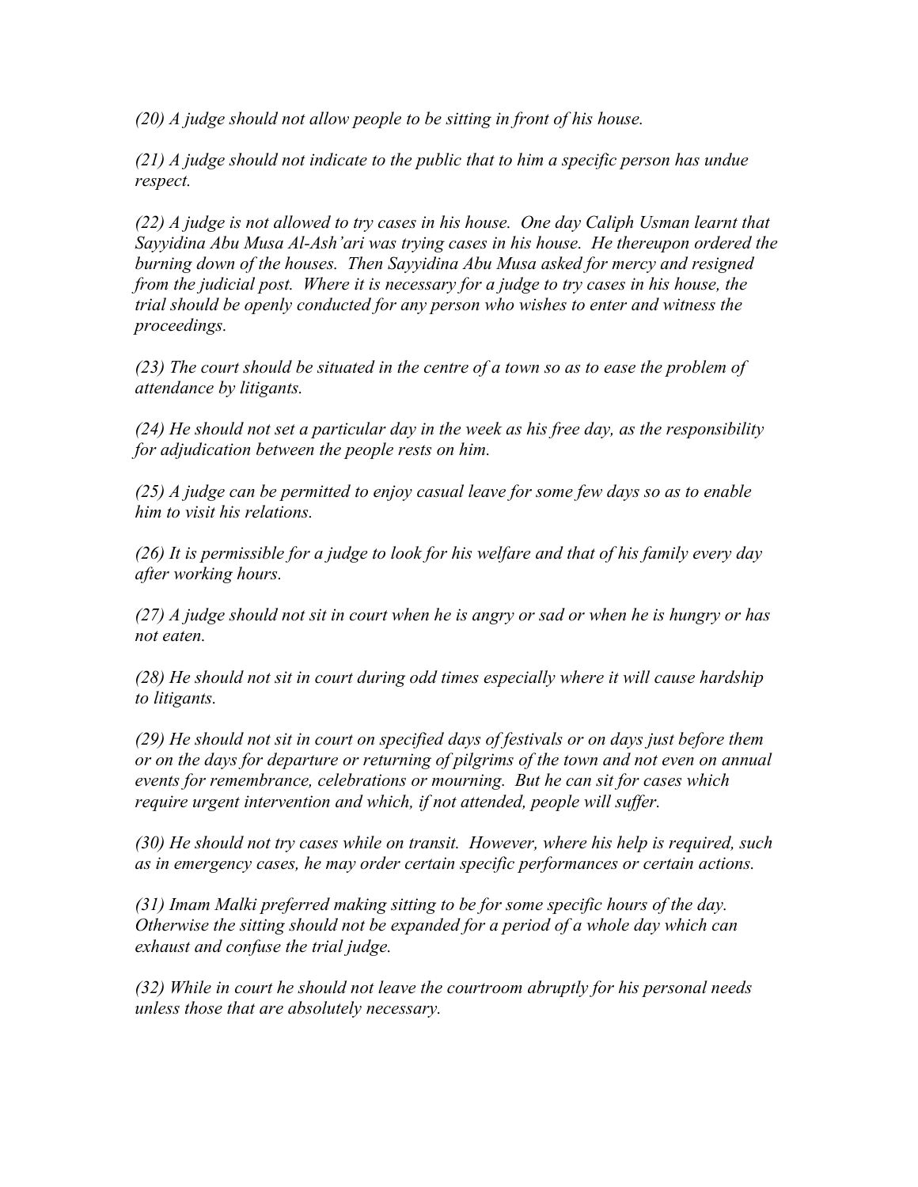*(20) A judge should not allow people to be sitting in front of his house.*

*(21) A judge should not indicate to the public that to him a specific person has undue respect.*

*(22) A judge is not allowed to try cases in his house. One day Caliph Usman learnt that Sayyidina Abu Musa Al-Ash'ari was trying cases in his house. He thereupon ordered the burning down of the houses. Then Sayyidina Abu Musa asked for mercy and resigned from the judicial post. Where it is necessary for a judge to try cases in his house, the trial should be openly conducted for any person who wishes to enter and witness the proceedings.*

*(23) The court should be situated in the centre of a town so as to ease the problem of attendance by litigants.*

*(24) He should not set a particular day in the week as his free day, as the responsibility for adjudication between the people rests on him.*

*(25) A judge can be permitted to enjoy casual leave for some few days so as to enable him to visit his relations.*

*(26) It is permissible for a judge to look for his welfare and that of his family every day after working hours.*

*(27) A judge should not sit in court when he is angry or sad or when he is hungry or has not eaten.*

*(28) He should not sit in court during odd times especially where it will cause hardship to litigants.*

*(29) He should not sit in court on specified days of festivals or on days just before them or on the days for departure or returning of pilgrims of the town and not even on annual events for remembrance, celebrations or mourning. But he can sit for cases which require urgent intervention and which, if not attended, people will suffer.*

*(30) He should not try cases while on transit. However, where his help is required, such as in emergency cases, he may order certain specific performances or certain actions.*

*(31) Imam Malki preferred making sitting to be for some specific hours of the day. Otherwise the sitting should not be expanded for a period of a whole day which can exhaust and confuse the trial judge.*

*(32) While in court he should not leave the courtroom abruptly for his personal needs unless those that are absolutely necessary.*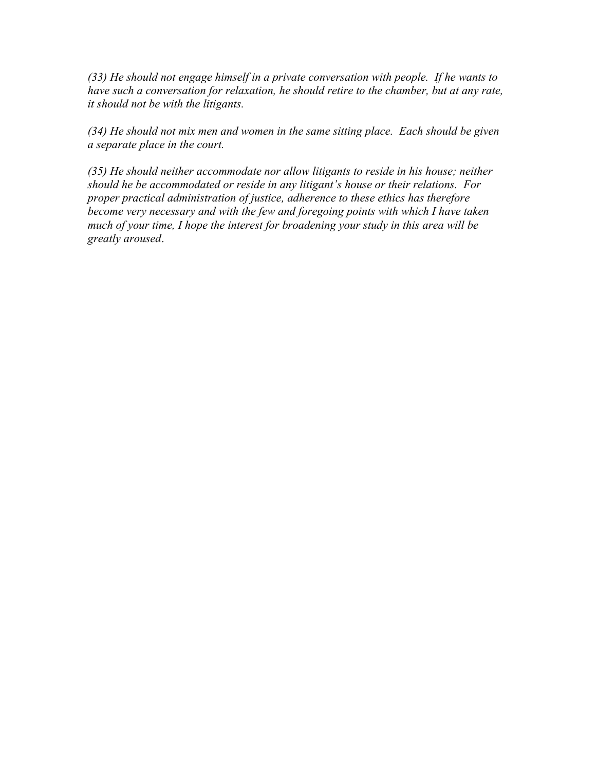*(33) He should not engage himself in a private conversation with people. If he wants to have such a conversation for relaxation, he should retire to the chamber, but at any rate, it should not be with the litigants.*

*(34) He should not mix men and women in the same sitting place. Each should be given a separate place in the court.*

*(35) He should neither accommodate nor allow litigants to reside in his house; neither should he be accommodated or reside in any litigant's house or their relations. For proper practical administration of justice, adherence to these ethics has therefore become very necessary and with the few and foregoing points with which I have taken much of your time, I hope the interest for broadening your study in this area will be greatly aroused*.